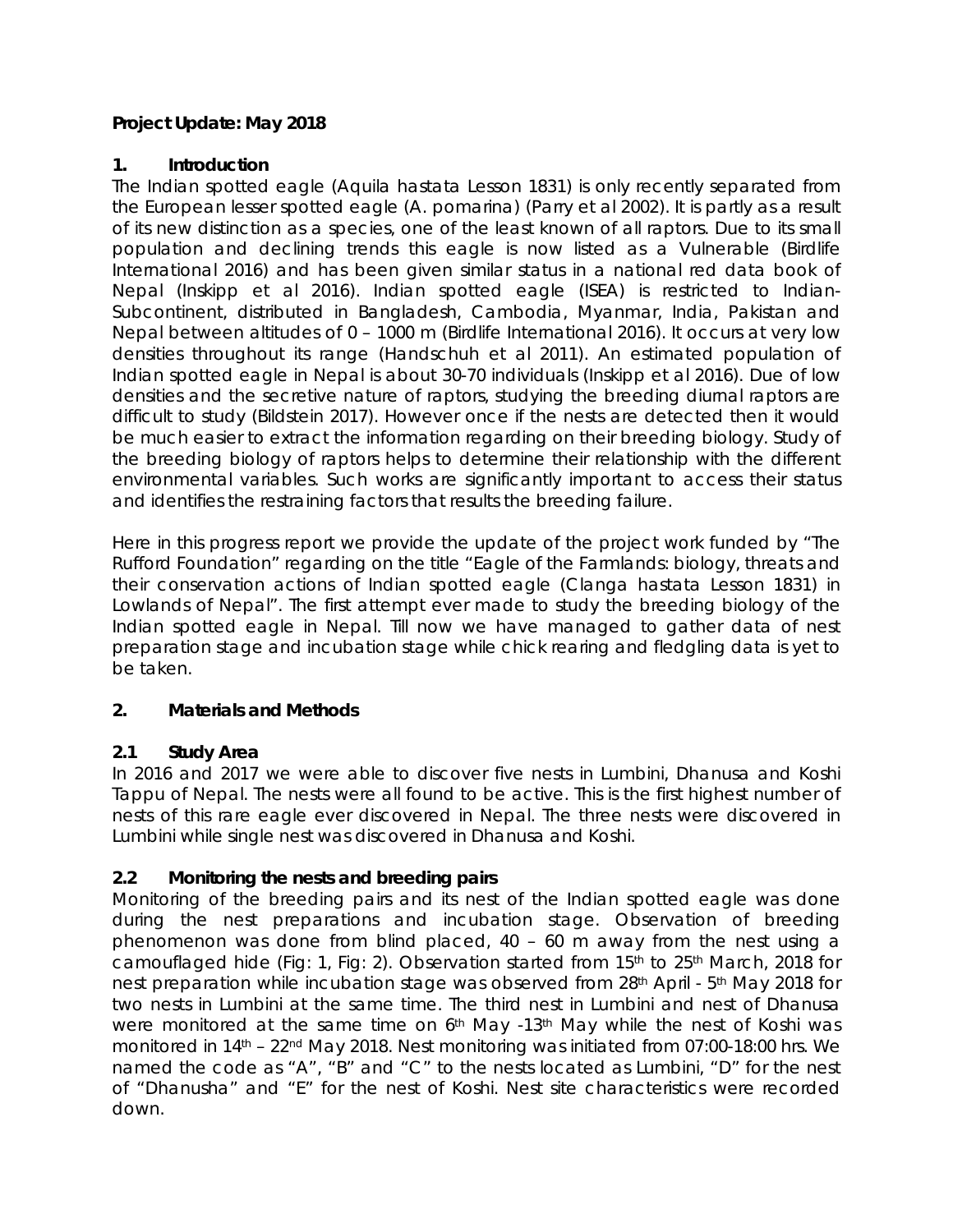**Project Update: May 2018**

## 1. Introduction

The Indian spotted eagle (Aquila hastata Lesson 1831) is only recently separated from the European lesser spotted eagle (A. pomarina) (Parry et al 2002). It is partly as a result of its new distinction as a species, one of the least known of all raptors. Due to its small population and declining trends this eagle is now listed as a Vulnerable (Birdlife International 2016) and has been given similar status in a national red data book of Nepal (Inskipp et al 2016). Indian spotted eagle (ISEA) is restricted to Indian-Subcontinent, distributed in Bangladesh, Cambodia, Myanmar, India, Pakistan and Nepal between altitudes of 0 – 1000 m (Birdlife International 2016). It occurs at very low densities throughout its range (Handschuh et al 2011). An estimated population of Indian spotted eagle in Nepal is about 30-70 individuals (Inskipp et al 2016). Due of low densities and the secretive nature of raptors, studying the breeding diurnal raptors are difficult to study (Bildstein 2017). However once if the nests are detected then it would be much easier to extract the information regarding on their breeding biology. Study of the breeding biology of raptors helps to determine their relationship with the different environmental variables. Such works are significantly important to access their status and identifies the restraining factors that results the breeding failure.

Here in this progress report we provide the update of the project work funded by "The Rufford Foundation" regarding on the title "Eagle of the Farmlands: biology, threats and their conservation actions of Indian spotted eagle (Clanga hastata Lesson 1831) in Lowlands of Nepal". The first attempt ever made to study the breeding biology of the Indian spotted eagle in Nepal. Till now we have managed to gather data of nest preparation stage and incubation stage while chick rearing and fledgling data is yet to be taken.

## 2. Materials and Methods

### 2.1 Study Area

In 2016 and 2017 we were able to discover five nests in Lumbini, Dhanusa and Koshi Tappu of Nepal. The nests were all found to be active. This is the first highest number of nests of this rare eagle ever discovered in Nepal. The three nests were discovered in Lumbini while single nest was discovered in Dhanusa and Koshi.

### 2.2 Monitoring the nests and breeding pairs

Monitoring of the breeding pairs and its nest of the Indian spotted eagle was done during the nest preparations and incubation stage. Observation of breeding phenomenon was done from blind placed, 40 – 60 m away from the nest using a camouflaged hide (Fig: 1, Fig: 2). Observation started from 15th to 25th March, 2018 for nest preparation while incubation stage was observed from 28th April - 5th May 2018 for two nests in Lumbini at the same time. The third nest in Lumbini and nest of Dhanusa were monitored at the same time on 6th May -13th May while the nest of Koshi was monitored in 14th – 22nd May 2018. Nest monitoring was initiated from 07:00-18:00 hrs. We named the code as "A", "B" and "C" to the nests located as Lumbini, "D" for the nest of "Dhanusha" and "E" for the nest of Koshi. Nest site characteristics were recorded down.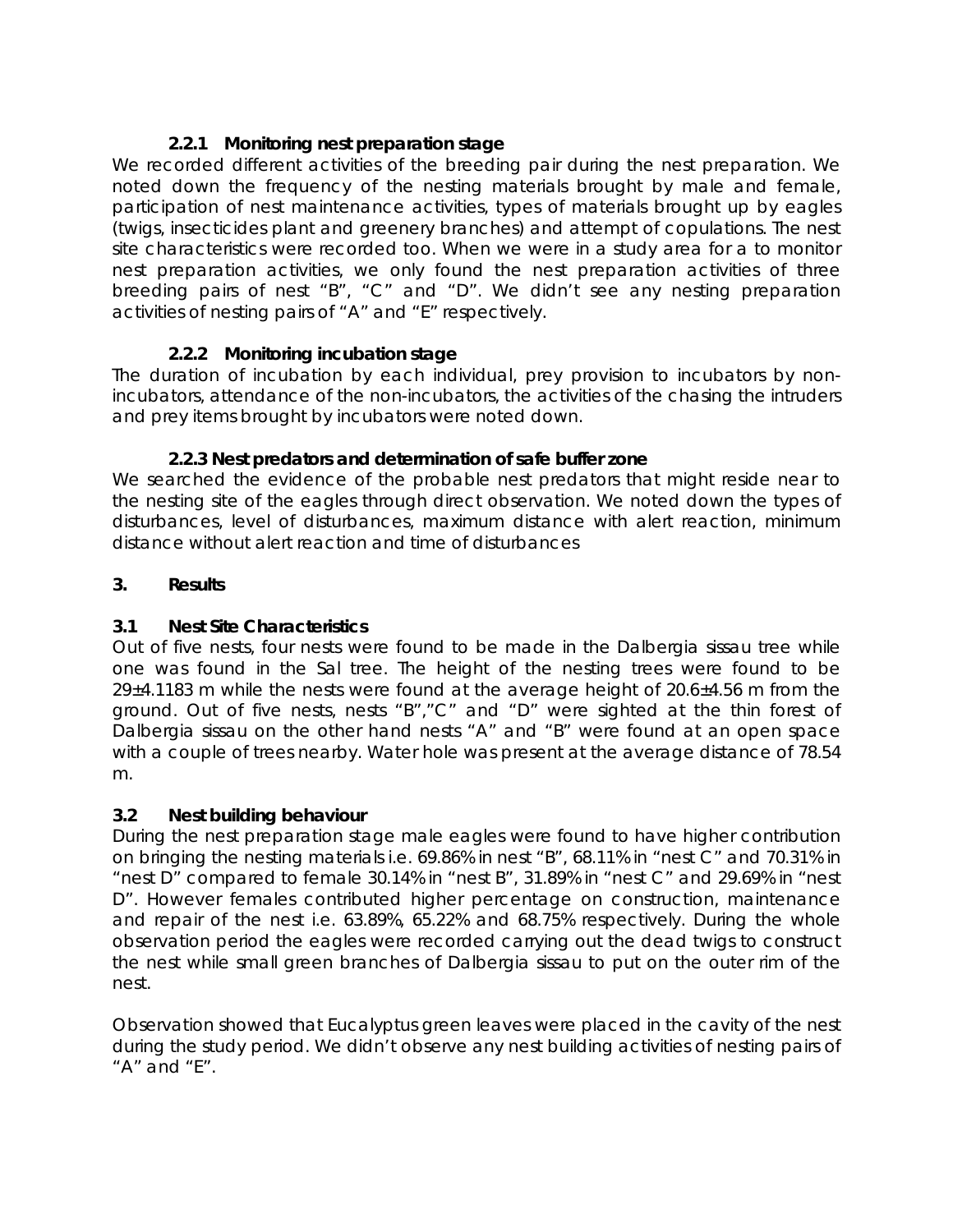#### 2.2.1 Monitoring nest preparation stage

We recorded different activities of the breeding pair during the nest preparation. We noted down the frequency of the nesting materials brought by male and female, participation of nest maintenance activities, types of materials brought up by eagles (twigs, insecticides plant and greenery branches) and attempt of copulations. The nest site characteristics were recorded too. When we were in a study area for a to monitor nest preparation activities, we only found the nest preparation activities of three breeding pairs of nest "B", "C" and "D". We didn't see any nesting preparation activities of nesting pairs of "A" and "E" respectively.

#### 2.2.2 Monitoring incubation stage

The duration of incubation by each individual, prey provision to incubators by non-incubators, attendance of the non-incubators, the activities of the chasing the intruders and prey items brought by incubators were noted down.

#### 2.2.3 Nest predators and determination of safe buffer zone

We searched the evidence of the probable nest predators that might reside near to the nesting site of the eagles through direct observation. We noted down the types of disturbances, level of disturbances, maximum distance with alert reaction, minimum distance without alert reaction and time of disturbances

## 3. Results

### 3.1 Nest Site Characteristics

Out of five nests, four nests were found to be made in the Dalbergia sissau tree while one was found in the Sal tree. The height of the nesting trees were found to be 29±4.1183 m while the nests were found at the average height of 20.6±4.56 m from the ground. Out of five nests, nests "B","C" and "D" were sighted at the thin forest of Dalbergia sissau on the other hand nests "A" and "B" were found at an open space with a couple of trees nearby. Water hole was present at the average distance of 78.54 m.

### 3.2 Nest building behaviour

During the nest preparation stage male eagles were found to have higher contribution on bringing the nesting materials i.e. 69.86% in nest "B", 68.11% in "nest C" and 70.31% in "nest D" compared to female 30.14% in "nest B", 31.89% in "nest C" and 29.69% in "nest D". However females contributed higher percentage on construction, maintenance and repair of the nest i.e. 63.89%, 65.22% and 68.75% respectively. During the whole observation period the eagles were recorded carrying out the dead twigs to construct the nest while small green branches of Dalbergia sissau to put on the outer rim of the nest.

Observation showed that Eucalyptus green leaves were placed in the cavity of the nest during the study period. We didn't observe any nest building activities of nesting pairs of "A" and "E".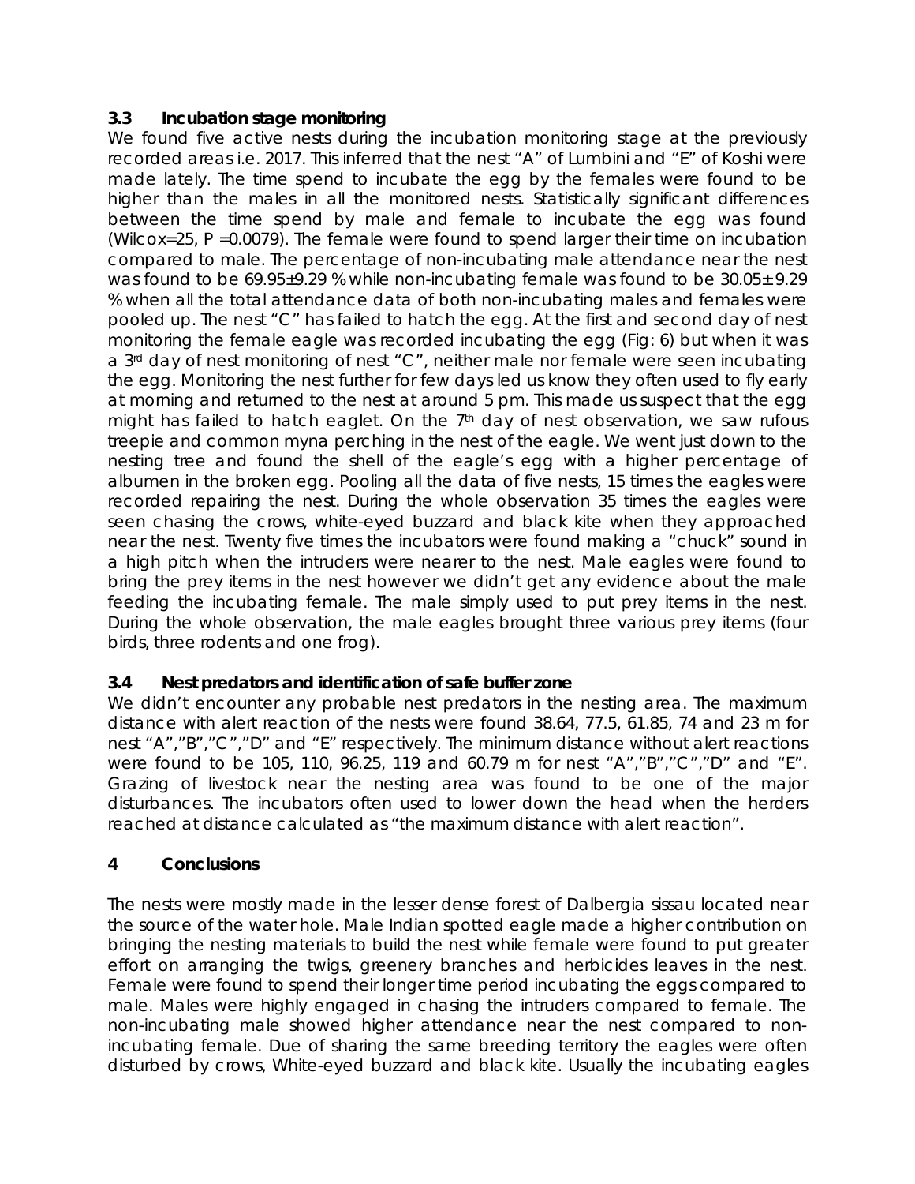### 3.3 Incubation stage monitoring

We found five active nests during the incubation monitoring stage at the previously recorded areas i.e. 2017. This inferred that the nest "A" of Lumbini and "E" of Koshi were made lately. The time spend to incubate the egg by the females were found to be higher than the males in all the monitored nests. Statistically significant differences between the time spend by male and female to incubate the egg was found (Wilcox=25, P =0.0079). The female were found to spend larger their time on incubation compared to male. The percentage of non-incubating male attendance near the nest was found to be 69.95±9.29 % while non-incubating female was found to be 30.05± 9.29 % when all the total attendance data of both non-incubating males and females were pooled up. The nest "C" has failed to hatch the egg. At the first and second day of nest monitoring the female eagle was recorded incubating the egg (Fig: 6) but when it was a 3rd day of nest monitoring of nest "C", neither male nor female were seen incubating the egg. Monitoring the nest further for few days led us know they often used to fly early at morning and returned to the nest at around 5 pm. This made us suspect that the egg might has failed to hatch eaglet. On the 7th day of nest observation, we saw rufous treepie and common myna perching in the nest of the eagle. We went just down to the nesting tree and found the shell of the eagle's egg with a higher percentage of albumen in the broken egg. Pooling all the data of five nests, 15 times the eagles were recorded repairing the nest. During the whole observation 35 times the eagles were seen chasing the crows, white-eyed buzzard and black kite when they approached near the nest. Twenty five times the incubators were found making a "chuck" sound in a high pitch when the intruders were nearer to the nest. Male eagles were found to bring the prey items in the nest however we didn't get any evidence about the male feeding the incubating female. The male simply used to put prey items in the nest. During the whole observation, the male eagles brought three various prey items (four birds, three rodents and one frog).

### 3.4 Nest predators and identification of safe buffer zone

We didn't encounter any probable nest predators in the nesting area. The maximum distance with alert reaction of the nests were found 38.64, 77.5, 61.85, 74 and 23 m for nest "A","B","C","D" and "E" respectively. The minimum distance without alert reactions were found to be 105, 110, 96.25, 119 and 60.79 m for nest "A","B","C","D" and "E". Grazing of livestock near the nesting area was found to be one of the major disturbances. The incubators often used to lower down the head when the herders reached at distance calculated as "the maximum distance with alert reaction".

## 4 Conclusions

The nests were mostly made in the lesser dense forest of Dalbergia sissau located near the source of the water hole. Male Indian spotted eagle made a higher contribution on bringing the nesting materials to build the nest while female were found to put greater effort on arranging the twigs, greenery branches and herbicides leaves in the nest. Female were found to spend their longer time period incubating the eggs compared to male. Males were highly engaged in chasing the intruders compared to female. The non-incubating male showed higher attendance near the nest compared to non-incubating female. Due of sharing the same breeding territory the eagles were often disturbed by crows, White-eyed buzzard and black kite. Usually the incubating eagles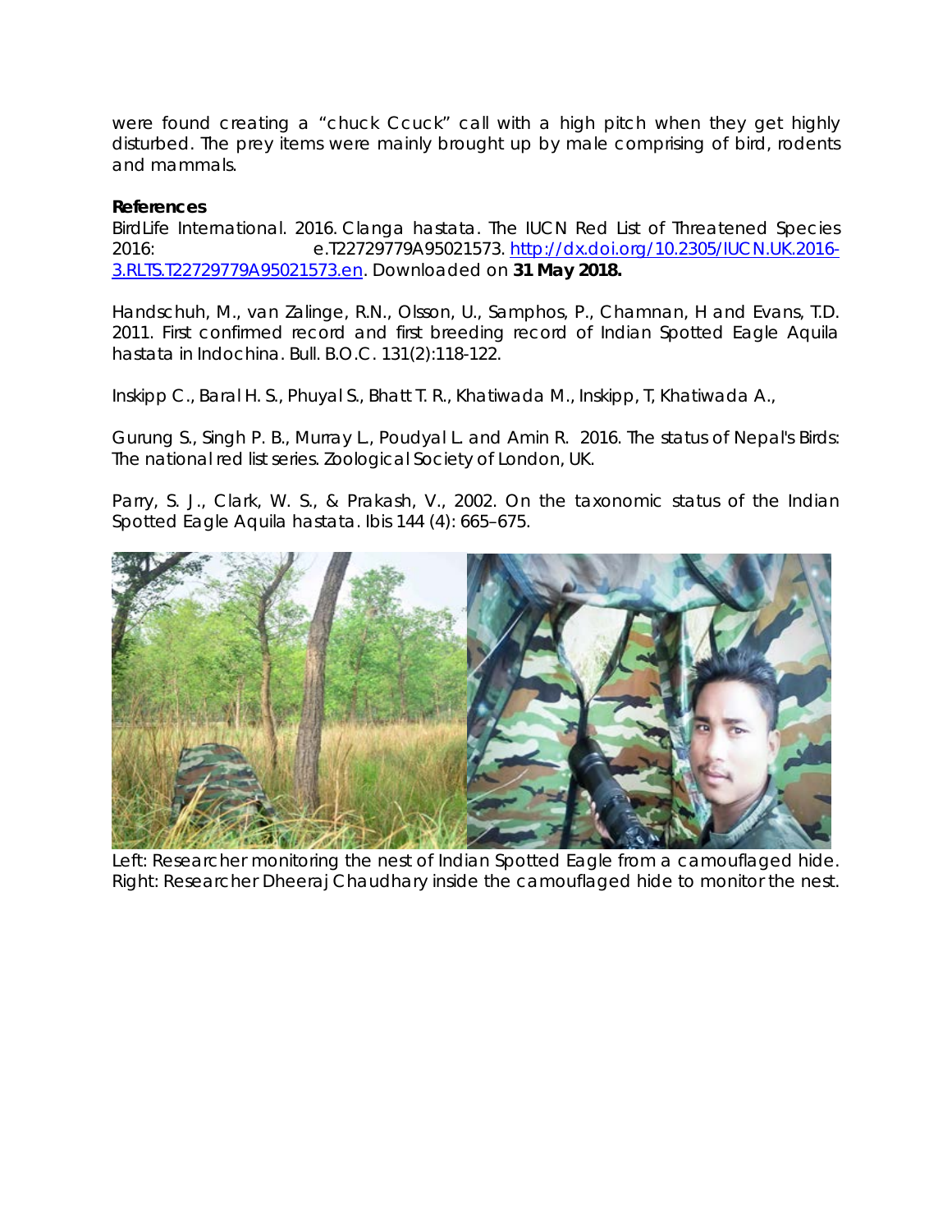were found creating a "chuck Ccuck" call with a high pitch when they get highly disturbed. The prey items were mainly brought up by male comprising of bird, rodents and mammals.

**References**

BirdLife International. 2016. Clanga hastata. The IUCN Red List of Threatened Species 2016: e.T22729779A95021573. [http://dx.doi.org/10.2305/IUCN.UK.2016-3.RLTS.T22729779A95021573.en](http://dx.doi.org/10.2305/IUCN.UK.2016-3.RLTS.T22729779A95021573.en). Downloaded on **31 May 2018.**

Handschuh, M., van Zalinge, R.N., Olsson, U., Samphos, P., Chamnan, H and Evans, T.D. 2011. First confirmed record and first breeding record of Indian Spotted Eagle Aquila hastata in Indochina. Bull. B.O.C. 131(2):118-122.

Inskipp C., Baral H. S., Phuyal S., Bhatt T. R., Khatiwada M., Inskipp, T, Khatiwada A.,

Gurung S., Singh P. B., Murray L., Poudyal L. and Amin R. 2016. The status of Nepal's Birds: The national red list series. Zoological Society of London, UK.

Parry, S. J., Clark, W. S., & Prakash, V., 2002. On the taxonomic status of the Indian Spotted Eagle Aquila hastata. Ibis 144 (4): 665–675.

Left: Researcher monitoring the nest of Indian Spotted Eagle from a camouflaged hide. Right: Researcher Dheeraj Chaudhary inside the camouflaged hide to monitor the nest.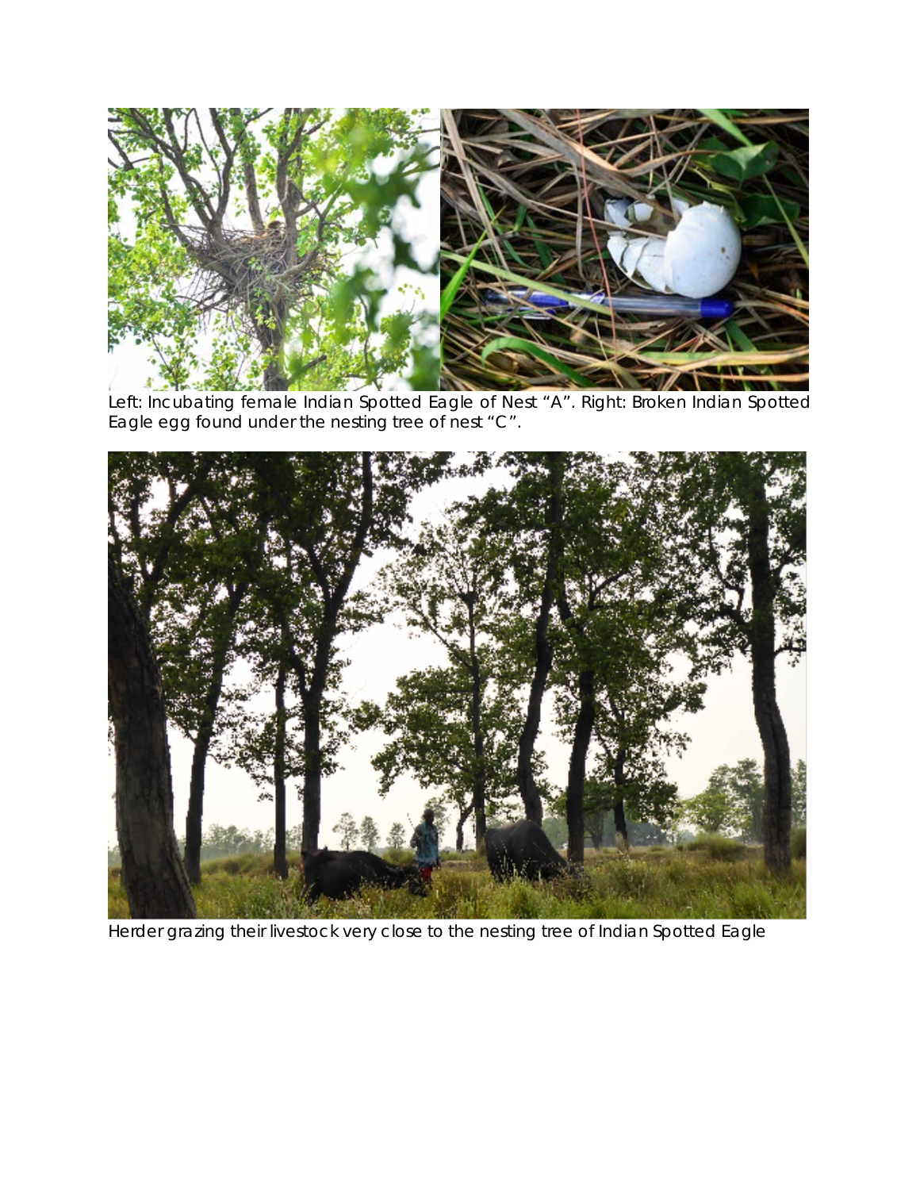Left: Incubating female Indian Spotted Eagle of Nest "A". Right: Broken Indian Spotted Eagle egg found under the nesting tree of nest "C".

Herder grazing their livestock very close to the nesting tree of Indian Spotted Eagle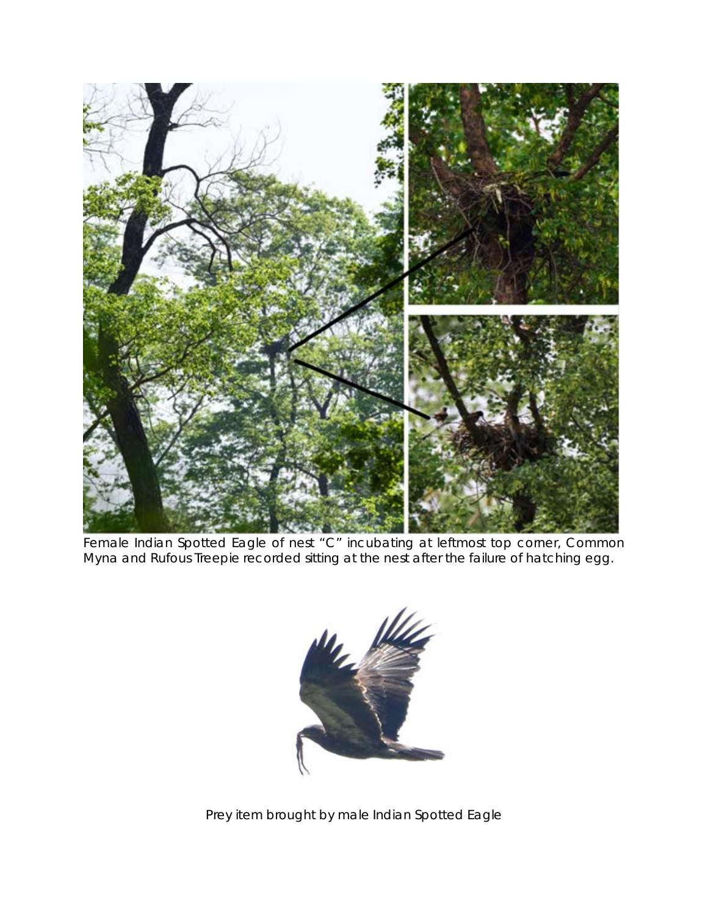Female Indian Spotted Eagle of nest "C" incubating at leftmost top corner, Common Myna and Rufous Treepie recorded sitting at the nest after the failure of hatching egg.

Prey item brought by male Indian Spotted Eagle